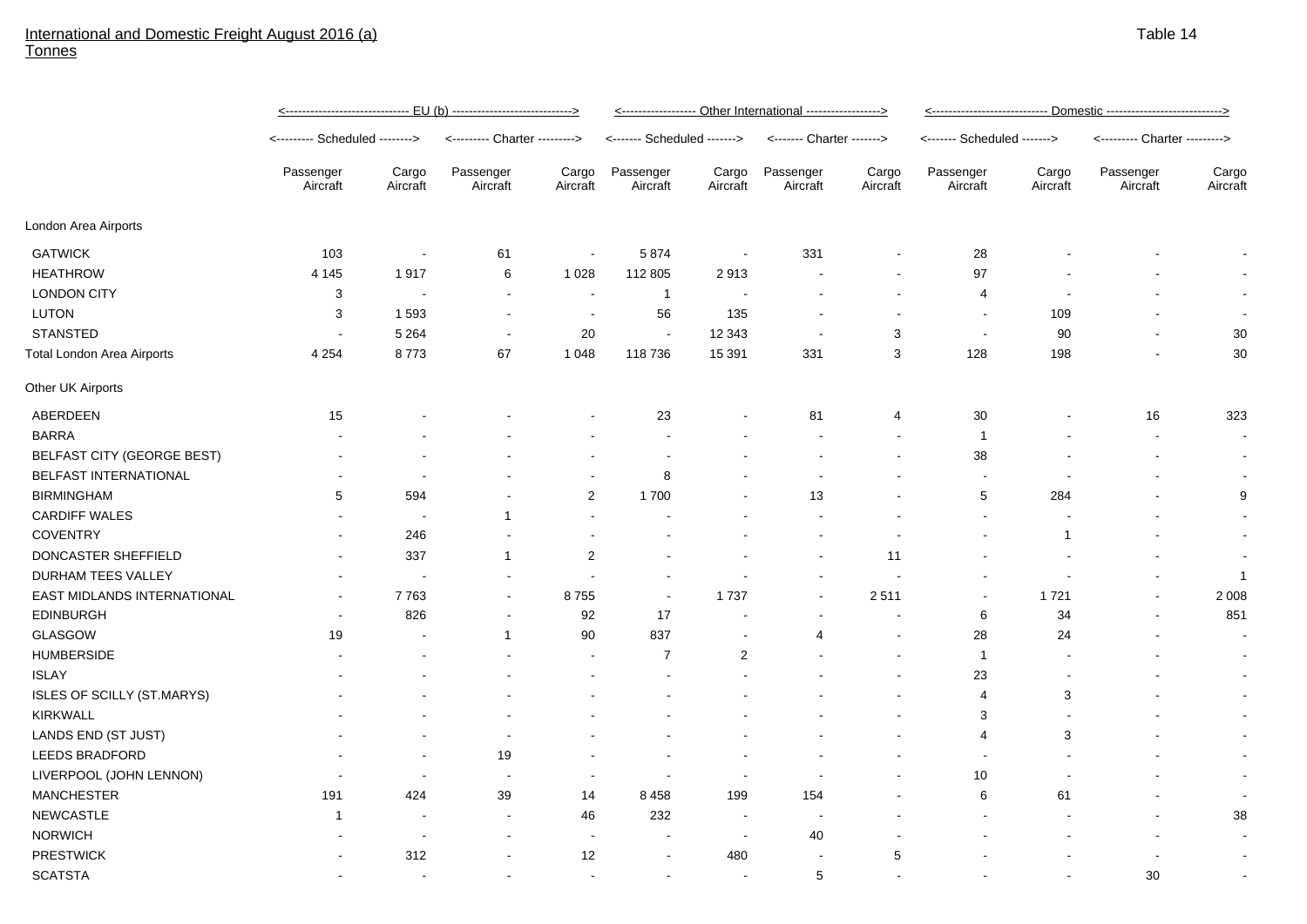International and Domestic Freight August 2016 (a)
Tonnes

Table 14

| | EU (b) | | | | Other International | | | | Domestic | | | |
|---|---|---|---|---|---|---|---|---|---|---|---|---|
| | Scheduled | | Charter | | Scheduled | | Charter | | Scheduled | | Charter | |
| | Passenger Aircraft | Cargo Aircraft | Passenger Aircraft | Cargo Aircraft | Passenger Aircraft | Cargo Aircraft | Passenger Aircraft | Cargo Aircraft | Passenger Aircraft | Cargo Aircraft | Passenger Aircraft | Cargo Aircraft |
| London Area Airports | | | | | | | | | | | | |
| GATWICK | 103 | - | 61 | - | 5 874 | - | 331 | - | 28 | - | - | - |
| HEATHROW | 4 145 | 1 917 | 6 | 1 028 | 112 805 | 2 913 | - | - | 97 | - | - | - |
| LONDON CITY | 3 | - | - | - | 1 | - | - | - | 4 | - | - | - |
| LUTON | 3 | 1 593 | - | - | 56 | 135 | - | - | - | 109 | - | - |
| STANSTED | - | 5 264 | - | 20 | - | 12 343 | - | 3 | - | 90 | - | 30 |
| Total London Area Airports | 4 254 | 8 773 | 67 | 1 048 | 118 736 | 15 391 | 331 | 3 | 128 | 198 | - | 30 |
| Other UK Airports | | | | | | | | | | | | |
| ABERDEEN | 15 | - | - | - | 23 | - | 81 | 4 | 30 | - | 16 | 323 |
| BARRA | - | - | - | - | - | - | - | - | 1 | - | - | - |
| BELFAST CITY (GEORGE BEST) | - | - | - | - | - | - | - | - | 38 | - | - | - |
| BELFAST INTERNATIONAL | - | - | - | - | 8 | - | - | - | - | - | - | - |
| BIRMINGHAM | 5 | 594 | - | 2 | 1 700 | - | 13 | - | 5 | 284 | - | 9 |
| CARDIFF WALES | - | - | 1 | - | - | - | - | - | - | - | - | - |
| COVENTRY | - | 246 | - | - | - | - | - | - | - | 1 | - | - |
| DONCASTER SHEFFIELD | - | 337 | 1 | 2 | - | - | - | 11 | - | - | - | - |
| DURHAM TEES VALLEY | - | - | - | - | - | - | - | - | - | - | - | 1 |
| EAST MIDLANDS INTERNATIONAL | - | 7 763 | - | 8 755 | - | 1 737 | - | 2 511 | - | 1 721 | - | 2 008 |
| EDINBURGH | - | 826 | - | 92 | 17 | - | - | - | 6 | 34 | - | 851 |
| GLASGOW | 19 | - | 1 | 90 | 837 | - | 4 | - | 28 | 24 | - | - |
| HUMBERSIDE | - | - | - | - | 7 | 2 | - | - | 1 | - | - | - |
| ISLAY | - | - | - | - | - | - | - | - | 23 | - | - | - |
| ISLES OF SCILLY (ST.MARYS) | - | - | - | - | - | - | - | - | 4 | 3 | - | - |
| KIRKWALL | - | - | - | - | - | - | - | - | 3 | - | - | - |
| LANDS END (ST JUST) | - | - | - | - | - | - | - | - | 4 | 3 | - | - |
| LEEDS BRADFORD | - | - | 19 | - | - | - | - | - | - | - | - | - |
| LIVERPOOL (JOHN LENNON) | - | - | - | - | - | - | - | - | 10 | - | - | - |
| MANCHESTER | 191 | 424 | 39 | 14 | 8 458 | 199 | 154 | - | 6 | 61 | - | - |
| NEWCASTLE | 1 | - | - | 46 | 232 | - | - | - | - | - | - | 38 |
| NORWICH | - | - | - | - | - | - | 40 | - | - | - | - | - |
| PRESTWICK | - | 312 | - | 12 | - | 480 | - | 5 | - | - | - | - |
| SCATSTA | - | - | - | - | - | - | 5 | - | - | - | 30 | - |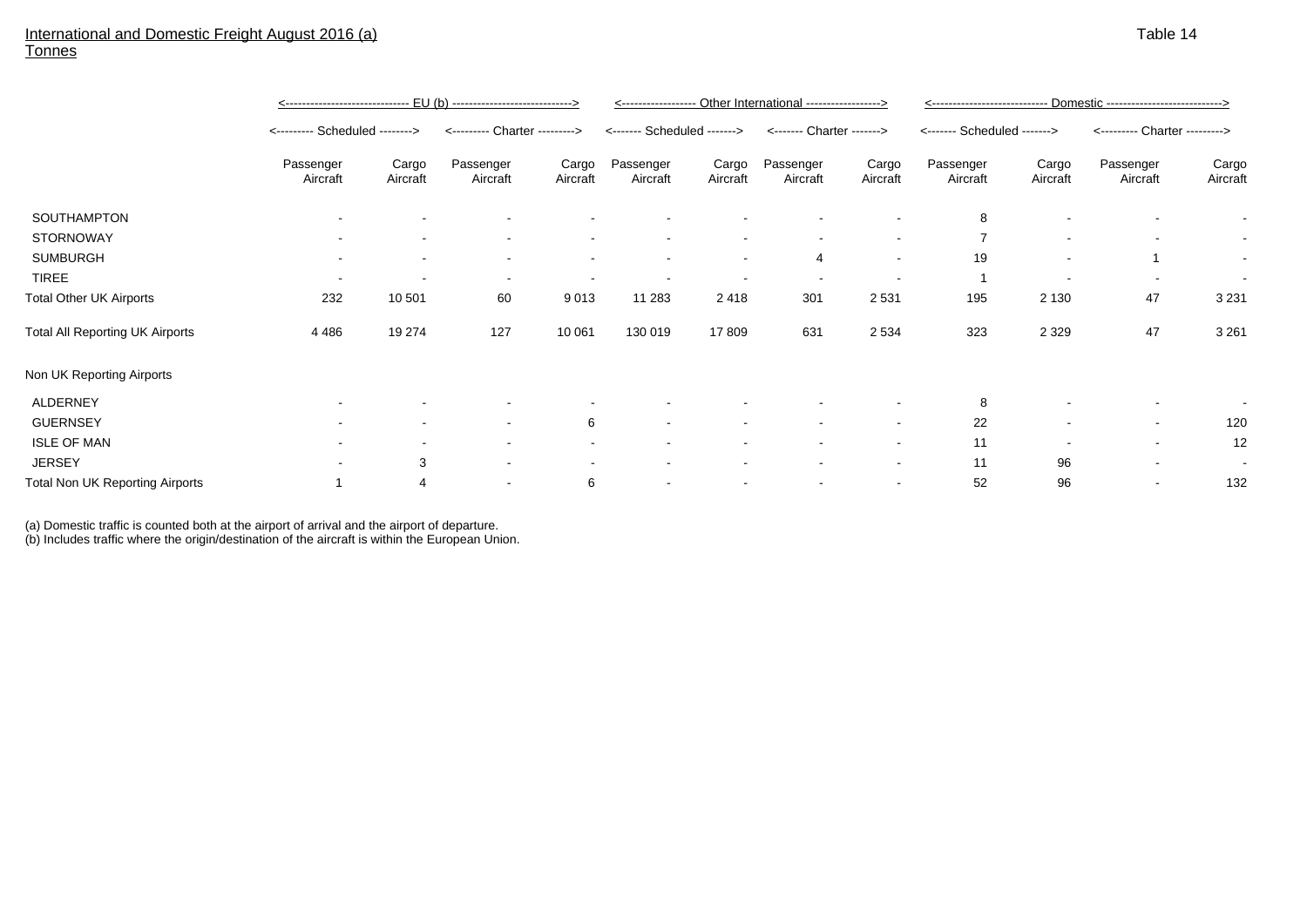International and Domestic Freight August 2016 (a)
Tonnes

Table 14

| | EU (b) | | | | Other International | | | | Domestic | | | |
|---|---|---|---|---|---|---|---|---|---|---|---|---|
| | Scheduled | | Charter | | Scheduled | | Charter | | Scheduled | | Charter | |
| | Passenger Aircraft | Cargo Aircraft | Passenger Aircraft | Cargo Aircraft | Passenger Aircraft | Cargo Aircraft | Passenger Aircraft | Cargo Aircraft | Passenger Aircraft | Cargo Aircraft | Passenger Aircraft | Cargo Aircraft |
| SOUTHAMPTON | - | - | - | - | - | - | - | - | 8 | - | - | - |
| STORNOWAY | - | - | - | - | - | - | - | - | 7 | - | - | - |
| SUMBURGH | - | - | - | - | - | - | 4 | - | 19 | - | 1 | - |
| TIREE | - | - | - | - | - | - | - | - | 1 | - | - | - |
| Total Other UK Airports | 232 | 10 501 | 60 | 9 013 | 11 283 | 2 418 | 301 | 2 531 | 195 | 2 130 | 47 | 3 231 |
| Total All Reporting UK Airports | 4 486 | 19 274 | 127 | 10 061 | 130 019 | 17 809 | 631 | 2 534 | 323 | 2 329 | 47 | 3 261 |
| Non UK Reporting Airports | | | | | | | | | | | | |
| ALDERNEY | - | - | - | - | - | - | - | - | 8 | - | - | - |
| GUERNSEY | - | - | - | 6 | - | - | - | - | 22 | - | - | 120 |
| ISLE OF MAN | - | - | - | - | - | - | - | - | 11 | - | - | 12 |
| JERSEY | - | 3 | - | - | - | - | - | - | 11 | 96 | - | - |
| Total Non UK Reporting Airports | 1 | 4 | - | 6 | - | - | - | - | 52 | 96 | - | 132 |

(a) Domestic traffic is counted both at the airport of arrival and the airport of departure.
(b) Includes traffic where the origin/destination of the aircraft is within the European Union.